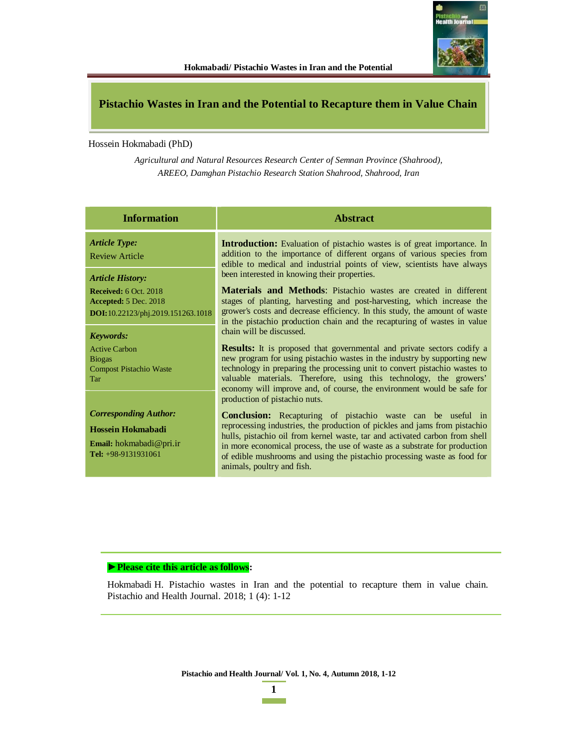# Pistachio Wastes in Iran and the Potential to Recapture them in Value Chain

Hossein Hokmabadi (PhD)

*Agricultural and Natural Resources Research Center of Semnan Province (Shahrood), AREEO, Damghan Pistachio Research Station Shahrood, Shahrood, Iran*

## Information

***Article Type:***
Review Article

***Article History:***
**Received:** 6 Oct. 2018
**Accepted:** 5 Dec. 2018
**DOI:** 10.22123/phj.2019.151263.1018

***Keywords:***
Active Carbon
Biogas
Compost Pistachio Waste
Tar

***Corresponding Author:***
**Hossein Hokmabadi**
**Email:** hokmabadi@pri.ir
**Tel:** +98-9131931061

## Abstract

**Introduction:** Evaluation of pistachio wastes is of great importance. In addition to the importance of different organs of various species from edible to medical and industrial points of view, scientists have always been interested in knowing their properties.

**Materials and Methods**: Pistachio wastes are created in different stages of planting, harvesting and post-harvesting, which increase the grower's costs and decrease efficiency. In this study, the amount of waste in the pistachio production chain and the recapturing of wastes in value chain will be discussed.

**Results:** It is proposed that governmental and private sectors codify a new program for using pistachio wastes in the industry by supporting new technology in preparing the processing unit to convert pistachio wastes to valuable materials. Therefore, using this technology, the growers' economy will improve and, of course, the environment would be safe for production of pistachio nuts.

**Conclusion:** Recapturing of pistachio waste can be useful in reprocessing industries, the production of pickles and jams from pistachio hulls, pistachio oil from kernel waste, tar and activated carbon from shell in more economical process, the use of waste as a substrate for production of edible mushrooms and using the pistachio processing waste as food for animals, poultry and fish.

**►Please cite this article as follows:**

Hokmabadi H. Pistachio wastes in Iran and the potential to recapture them in value chain. Pistachio and Health Journal. 2018; 1 (4): 1-12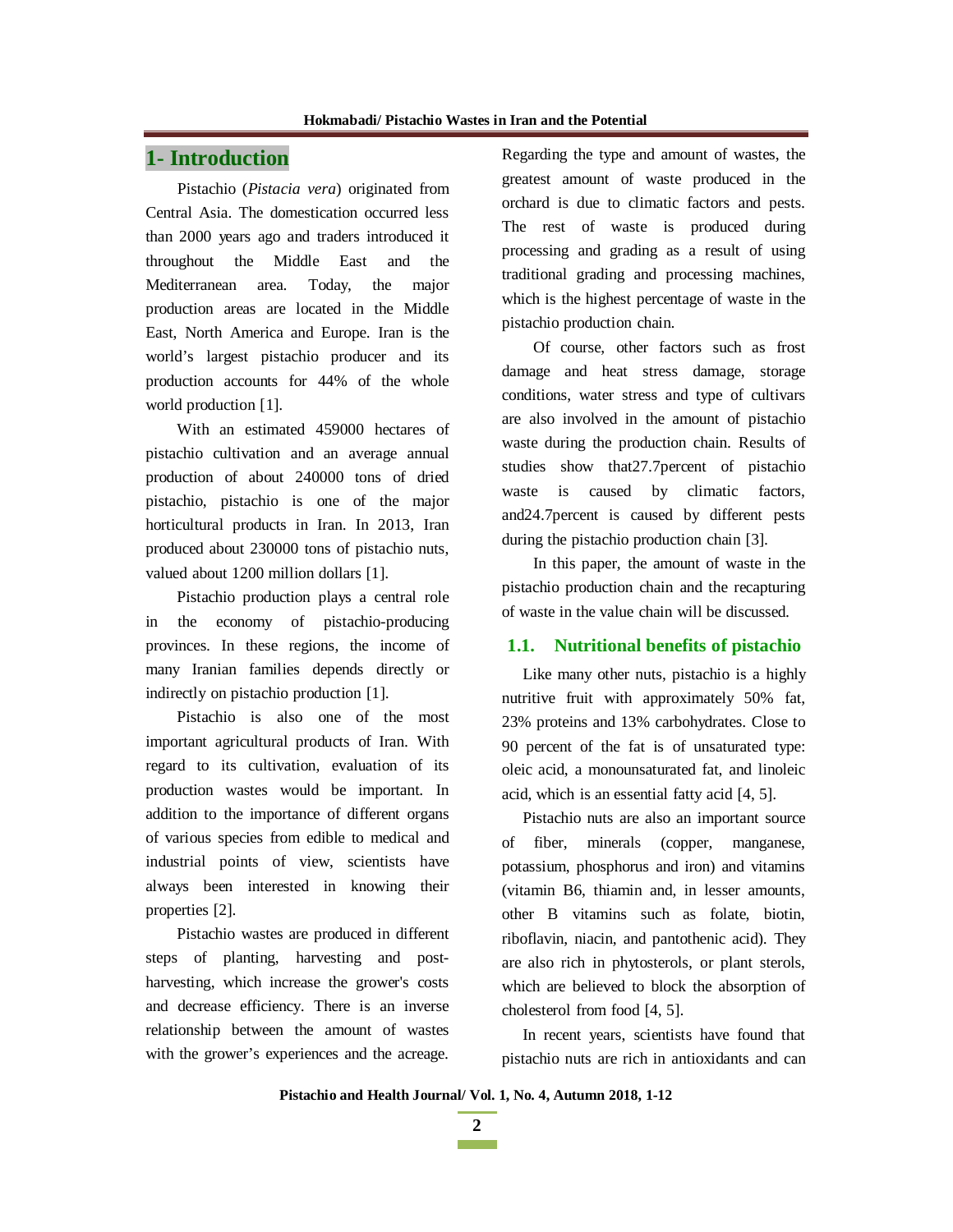# 1- Introduction

Pistachio (*Pistacia vera*) originated from Central Asia. The domestication occurred less than 2000 years ago and traders introduced it throughout the Middle East and the Mediterranean area. Today, the major production areas are located in the Middle East, North America and Europe. Iran is the world's largest pistachio producer and its production accounts for 44% of the whole world production [1].

With an estimated 459000 hectares of pistachio cultivation and an average annual production of about 240000 tons of dried pistachio, pistachio is one of the major horticultural products in Iran. In 2013, Iran produced about 230000 tons of pistachio nuts, valued about 1200 million dollars [1].

Pistachio production plays a central role in the economy of pistachio-producing provinces. In these regions, the income of many Iranian families depends directly or indirectly on pistachio production [1].

Pistachio is also one of the most important agricultural products of Iran. With regard to its cultivation, evaluation of its production wastes would be important. In addition to the importance of different organs of various species from edible to medical and industrial points of view, scientists have always been interested in knowing their properties [2].

Pistachio wastes are produced in different steps of planting, harvesting and post-harvesting, which increase the grower's costs and decrease efficiency. There is an inverse relationship between the amount of wastes with the grower's experiences and the acreage. Regarding the type and amount of wastes, the greatest amount of waste produced in the orchard is due to climatic factors and pests. The rest of waste is produced during processing and grading as a result of using traditional grading and processing machines, which is the highest percentage of waste in the pistachio production chain.

Of course, other factors such as frost damage and heat stress damage, storage conditions, water stress and type of cultivars are also involved in the amount of pistachio waste during the production chain. Results of studies show that27.7percent of pistachio waste is caused by climatic factors, and24.7percent is caused by different pests during the pistachio production chain [3].

In this paper, the amount of waste in the pistachio production chain and the recapturing of waste in the value chain will be discussed.

## 1.1. Nutritional benefits of pistachio

Like many other nuts, pistachio is a highly nutritive fruit with approximately 50% fat, 23% proteins and 13% carbohydrates. Close to 90 percent of the fat is of unsaturated type: oleic acid, a monounsaturated fat, and linoleic acid, which is an essential fatty acid [4, 5].

Pistachio nuts are also an important source of fiber, minerals (copper, manganese, potassium, phosphorus and iron) and vitamins (vitamin B6, thiamin and, in lesser amounts, other B vitamins such as folate, biotin, riboflavin, niacin, and pantothenic acid). They are also rich in phytosterols, or plant sterols, which are believed to block the absorption of cholesterol from food [4, 5].

In recent years, scientists have found that pistachio nuts are rich in antioxidants and can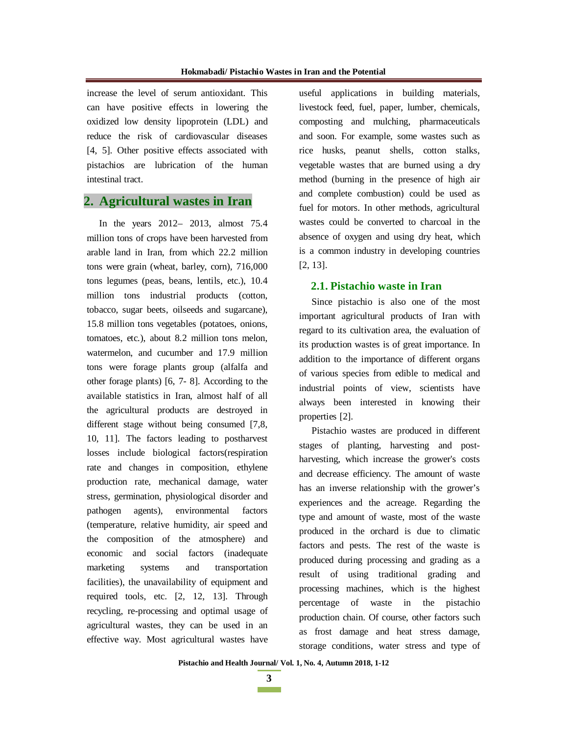increase the level of serum antioxidant. This can have positive effects in lowering the oxidized low density lipoprotein (LDL) and reduce the risk of cardiovascular diseases [4, 5]. Other positive effects associated with pistachios are lubrication of the human intestinal tract.

## 2. Agricultural wastes in Iran

In the years 2012– 2013, almost 75.4 million tons of crops have been harvested from arable land in Iran, from which 22.2 million tons were grain (wheat, barley, corn), 716,000 tons legumes (peas, beans, lentils, etc.), 10.4 million tons industrial products (cotton, tobacco, sugar beets, oilseeds and sugarcane), 15.8 million tons vegetables (potatoes, onions, tomatoes, etc.), about 8.2 million tons melon, watermelon, and cucumber and 17.9 million tons were forage plants group (alfalfa and other forage plants) [6, 7- 8]. According to the available statistics in Iran, almost half of all the agricultural products are destroyed in different stage without being consumed [7,8, 10, 11]. The factors leading to postharvest losses include biological factors(respiration rate and changes in composition, ethylene production rate, mechanical damage, water stress, germination, physiological disorder and pathogen agents), environmental factors (temperature, relative humidity, air speed and the composition of the atmosphere) and economic and social factors (inadequate marketing systems and transportation facilities), the unavailability of equipment and required tools, etc. [2, 12, 13]. Through recycling, re-processing and optimal usage of agricultural wastes, they can be used in an effective way. Most agricultural wastes have useful applications in building materials, livestock feed, fuel, paper, lumber, chemicals, composting and mulching, pharmaceuticals and soon. For example, some wastes such as rice husks, peanut shells, cotton stalks, vegetable wastes that are burned using a dry method (burning in the presence of high air and complete combustion) could be used as fuel for motors. In other methods, agricultural wastes could be converted to charcoal in the absence of oxygen and using dry heat, which is a common industry in developing countries [2, 13].

### 2.1. Pistachio waste in Iran

Since pistachio is also one of the most important agricultural products of Iran with regard to its cultivation area, the evaluation of its production wastes is of great importance. In addition to the importance of different organs of various species from edible to medical and industrial points of view, scientists have always been interested in knowing their properties [2].

Pistachio wastes are produced in different stages of planting, harvesting and post-harvesting, which increase the grower's costs and decrease efficiency. The amount of waste has an inverse relationship with the grower's experiences and the acreage. Regarding the type and amount of waste, most of the waste produced in the orchard is due to climatic factors and pests. The rest of the waste is produced during processing and grading as a result of using traditional grading and processing machines, which is the highest percentage of waste in the pistachio production chain. Of course, other factors such as frost damage and heat stress damage, storage conditions, water stress and type of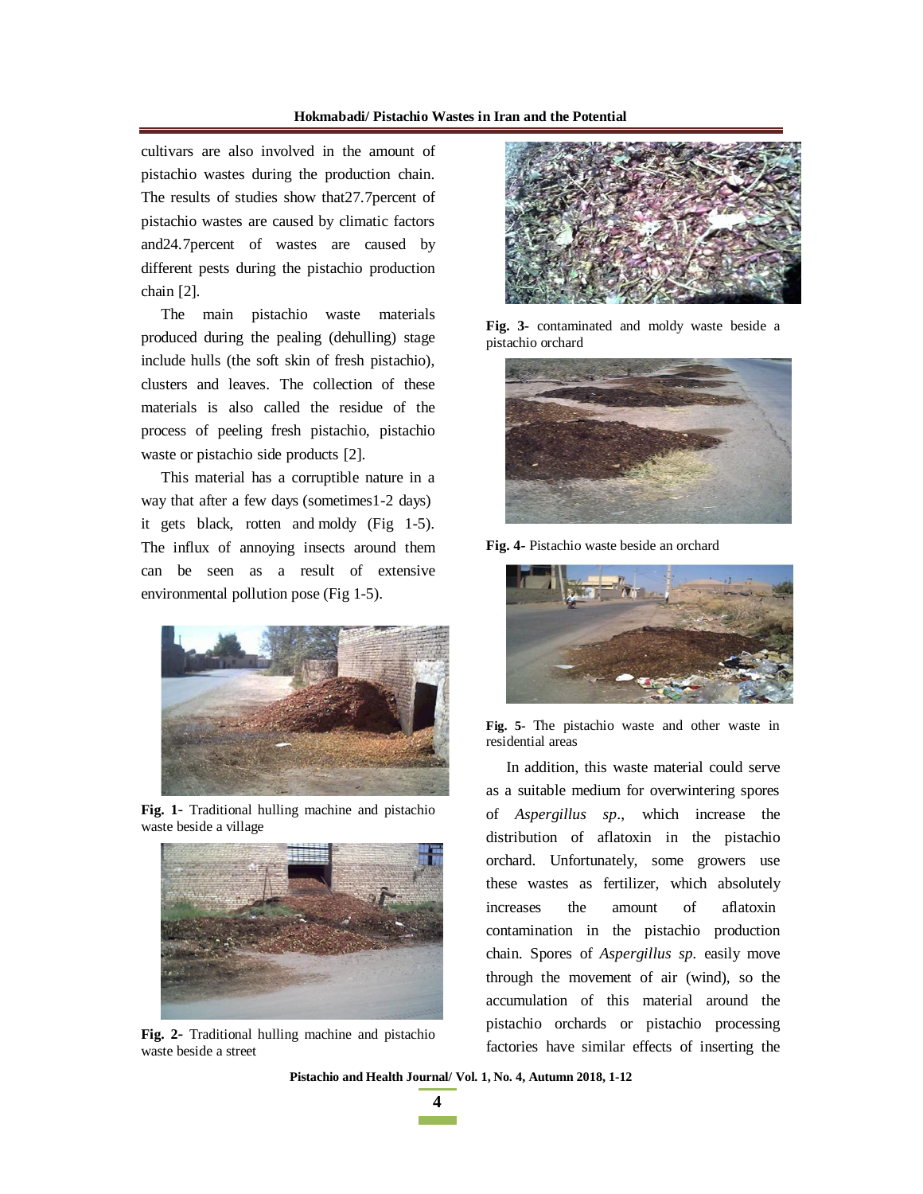cultivars are also involved in the amount of pistachio wastes during the production chain. The results of studies show that27.7percent of pistachio wastes are caused by climatic factors and24.7percent of wastes are caused by different pests during the pistachio production chain [2].

The main pistachio waste materials produced during the pealing (dehulling) stage include hulls (the soft skin of fresh pistachio), clusters and leaves. The collection of these materials is also called the residue of the process of peeling fresh pistachio, pistachio waste or pistachio side products [2].

This material has a corruptible nature in a way that after a few days (sometimes1-2 days) it gets black, rotten and moldy (Fig 1-5). The influx of annoying insects around them can be seen as a result of extensive environmental pollution pose (Fig 1-5).

**Fig. 1-** Traditional hulling machine and pistachio waste beside a village

**Fig. 2-** Traditional hulling machine and pistachio waste beside a street

**Fig. 3-** contaminated and moldy waste beside a pistachio orchard

**Fig. 4-** Pistachio waste beside an orchard

**Fig. 5-** The pistachio waste and other waste in residential areas

In addition, this waste material could serve as a suitable medium for overwintering spores of *Aspergillus sp*., which increase the distribution of aflatoxin in the pistachio orchard. Unfortunately, some growers use these wastes as fertilizer, which absolutely increases the amount of aflatoxin contamination in the pistachio production chain. Spores of *Aspergillus sp.* easily move through the movement of air (wind), so the accumulation of this material around the pistachio orchards or pistachio processing factories have similar effects of inserting the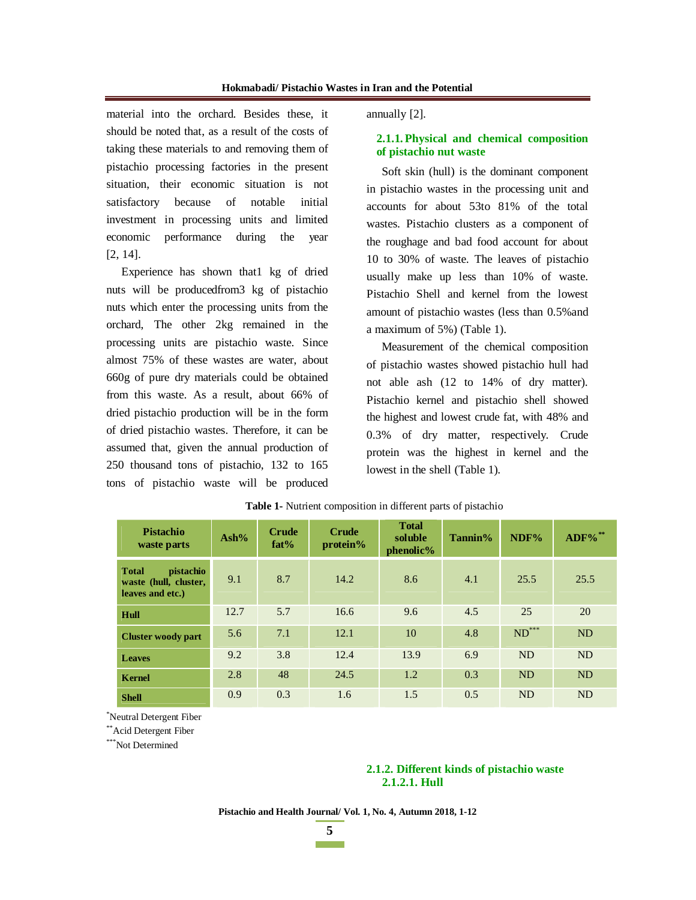material into the orchard. Besides these, it should be noted that, as a result of the costs of taking these materials to and removing them of pistachio processing factories in the present situation, their economic situation is not satisfactory because of notable initial investment in processing units and limited economic performance during the year [2, 14].

Experience has shown that1 kg of dried nuts will be producedfrom3 kg of pistachio nuts which enter the processing units from the orchard, The other 2kg remained in the processing units are pistachio waste. Since almost 75% of these wastes are water, about 660g of pure dry materials could be obtained from this waste. As a result, about 66% of dried pistachio production will be in the form of dried pistachio wastes. Therefore, it can be assumed that, given the annual production of 250 thousand tons of pistachio, 132 to 165 tons of pistachio waste will be produced annually [2].

### 2.1.1. Physical and chemical composition of pistachio nut waste

Soft skin (hull) is the dominant component in pistachio wastes in the processing unit and accounts for about 53to 81% of the total wastes. Pistachio clusters as a component of the roughage and bad food account for about 10 to 30% of waste. The leaves of pistachio usually make up less than 10% of waste. Pistachio Shell and kernel from the lowest amount of pistachio wastes (less than 0.5%and a maximum of 5%) (Table 1).

Measurement of the chemical composition of pistachio wastes showed pistachio hull had not able ash (12 to 14% of dry matter). Pistachio kernel and pistachio shell showed the highest and lowest crude fat, with 48% and 0.3% of dry matter, respectively. Crude protein was the highest in kernel and the lowest in the shell (Table 1).

**Table 1-** Nutrient composition in different parts of pistachio

| Pistachio waste parts | Ash% | Crude fat% | Crude protein% | Total soluble phenolic% | Tannin% | NDF%* | ADF%** |
|---|---|---|---|---|---|---|---|
| Total pistachio waste (hull, cluster, leaves and etc.) | 9.1 | 8.7 | 14.2 | 8.6 | 4.1 | 25.5 | 25.5 |
| Hull | 12.7 | 5.7 | 16.6 | 9.6 | 4.5 | 25 | 20 |
| Cluster woody part | 5.6 | 7.1 | 12.1 | 10 | 4.8 | ND*** | ND |
| Leaves | 9.2 | 3.8 | 12.4 | 13.9 | 6.9 | ND | ND |
| Kernel | 2.8 | 48 | 24.5 | 1.2 | 0.3 | ND | ND |
| Shell | 0.9 | 0.3 | 1.6 | 1.5 | 0.5 | ND | ND |

*Neutral Detergent Fiber

**Acid Detergent Fiber

***Not Determined

### 2.1.2. Different kinds of pistachio waste

#### 2.1.2.1. Hull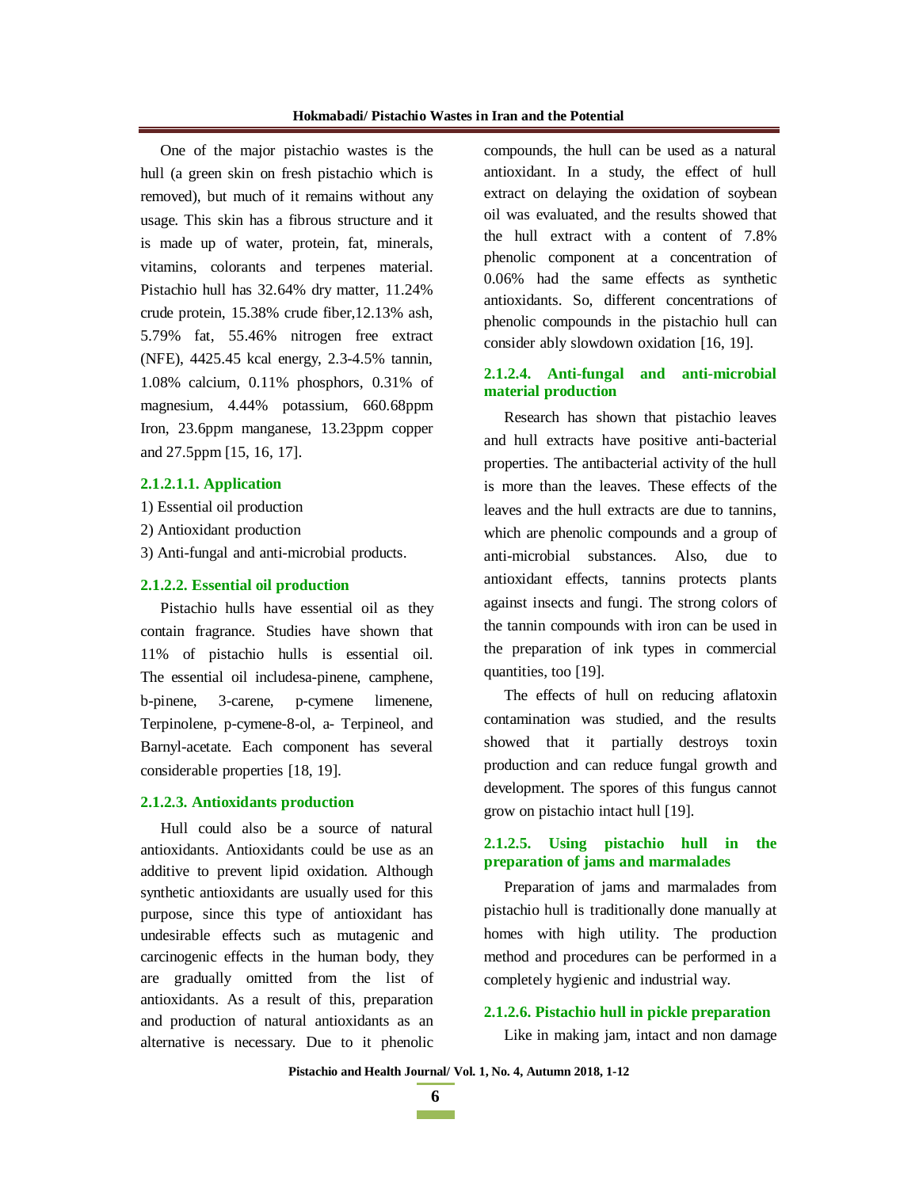One of the major pistachio wastes is the hull (a green skin on fresh pistachio which is removed), but much of it remains without any usage. This skin has a fibrous structure and it is made up of water, protein, fat, minerals, vitamins, colorants and terpenes material. Pistachio hull has 32.64% dry matter, 11.24% crude protein, 15.38% crude fiber,12.13% ash, 5.79% fat, 55.46% nitrogen free extract (NFE), 4425.45 kcal energy, 2.3-4.5% tannin, 1.08% calcium, 0.11% phosphors, 0.31% of magnesium, 4.44% potassium, 660.68ppm Iron, 23.6ppm manganese, 13.23ppm copper and 27.5ppm [15, 16, 17].

#### 2.1.2.1.1. Application

1) Essential oil production
2) Antioxidant production
3) Anti-fungal and anti-microbial products.

#### 2.1.2.2. Essential oil production

Pistachio hulls have essential oil as they contain fragrance. Studies have shown that 11% of pistachio hulls is essential oil. The essential oil includesa-pinene, camphene, b-pinene, 3-carene, p-cymene limenene, Terpinolene, p-cymene-8-ol, a- Terpineol, and Barnyl-acetate. Each component has several considerable properties [18, 19].

#### 2.1.2.3. Antioxidants production

Hull could also be a source of natural antioxidants. Antioxidants could be use as an additive to prevent lipid oxidation. Although synthetic antioxidants are usually used for this purpose, since this type of antioxidant has undesirable effects such as mutagenic and carcinogenic effects in the human body, they are gradually omitted from the list of antioxidants. As a result of this, preparation and production of natural antioxidants as an alternative is necessary. Due to it phenolic compounds, the hull can be used as a natural antioxidant. In a study, the effect of hull extract on delaying the oxidation of soybean oil was evaluated, and the results showed that the hull extract with a content of 7.8% phenolic component at a concentration of 0.06% had the same effects as synthetic antioxidants. So, different concentrations of phenolic compounds in the pistachio hull can consider ably slowdown oxidation [16, 19].

#### 2.1.2.4. Anti-fungal and anti-microbial material production

Research has shown that pistachio leaves and hull extracts have positive anti-bacterial properties. The antibacterial activity of the hull is more than the leaves. These effects of the leaves and the hull extracts are due to tannins, which are phenolic compounds and a group of anti-microbial substances. Also, due to antioxidant effects, tannins protects plants against insects and fungi. The strong colors of the tannin compounds with iron can be used in the preparation of ink types in commercial quantities, too [19].

The effects of hull on reducing aflatoxin contamination was studied, and the results showed that it partially destroys toxin production and can reduce fungal growth and development. The spores of this fungus cannot grow on pistachio intact hull [19].

#### 2.1.2.5. Using pistachio hull in the preparation of jams and marmalades

Preparation of jams and marmalades from pistachio hull is traditionally done manually at homes with high utility. The production method and procedures can be performed in a completely hygienic and industrial way.

#### 2.1.2.6. Pistachio hull in pickle preparation

Like in making jam, intact and non damage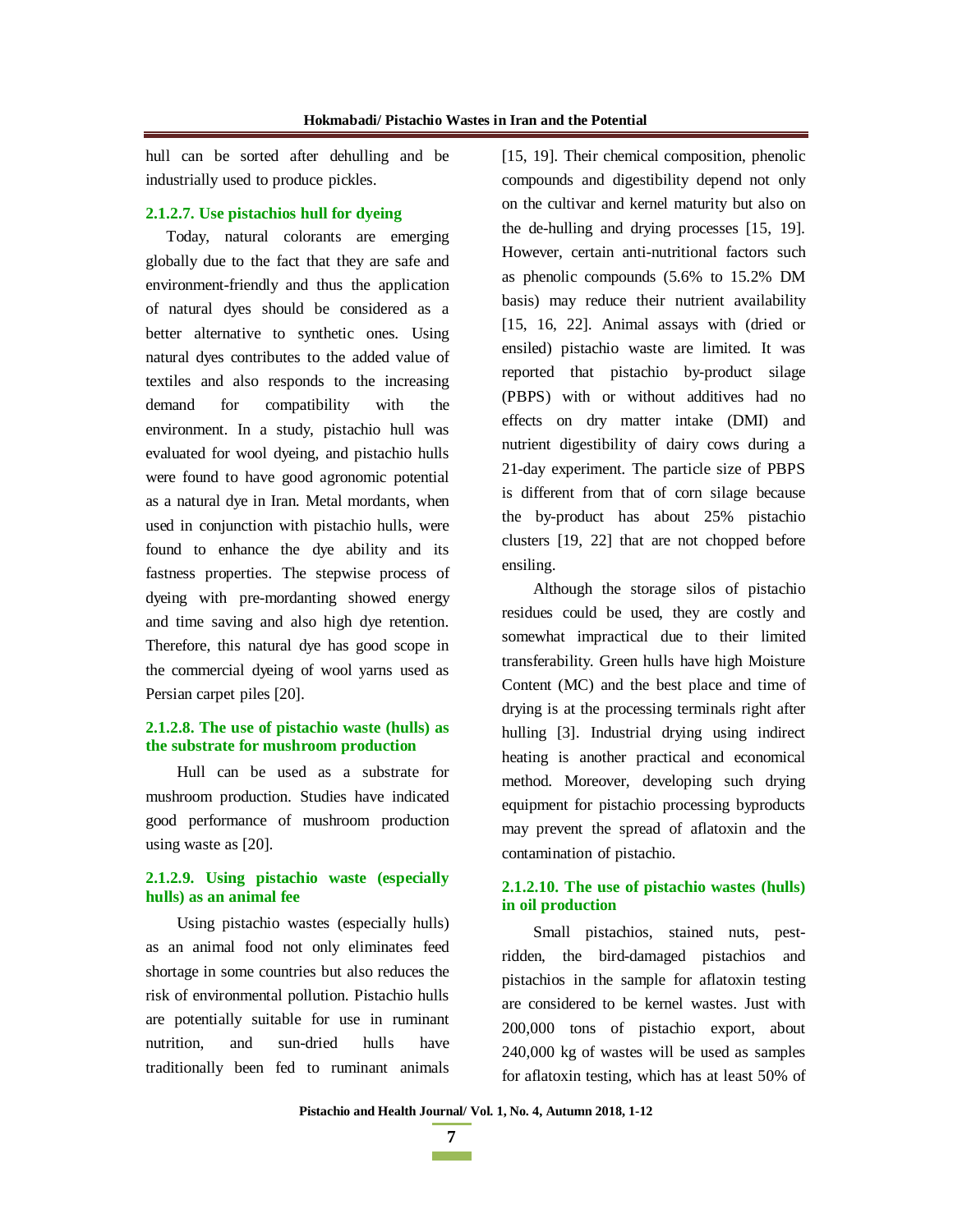hull can be sorted after dehulling and be industrially used to produce pickles.

#### 2.1.2.7. Use pistachios hull for dyeing

Today, natural colorants are emerging globally due to the fact that they are safe and environment-friendly and thus the application of natural dyes should be considered as a better alternative to synthetic ones. Using natural dyes contributes to the added value of textiles and also responds to the increasing demand for compatibility with the environment. In a study, pistachio hull was evaluated for wool dyeing, and pistachio hulls were found to have good agronomic potential as a natural dye in Iran. Metal mordants, when used in conjunction with pistachio hulls, were found to enhance the dye ability and its fastness properties. The stepwise process of dyeing with pre-mordanting showed energy and time saving and also high dye retention. Therefore, this natural dye has good scope in the commercial dyeing of wool yarns used as Persian carpet piles [20].

#### 2.1.2.8. The use of pistachio waste (hulls) as the substrate for mushroom production

Hull can be used as a substrate for mushroom production. Studies have indicated good performance of mushroom production using waste as [20].

#### 2.1.2.9. Using pistachio waste (especially hulls) as an animal fee

Using pistachio wastes (especially hulls) as an animal food not only eliminates feed shortage in some countries but also reduces the risk of environmental pollution. Pistachio hulls are potentially suitable for use in ruminant nutrition, and sun-dried hulls have traditionally been fed to ruminant animals [15, 19]. Their chemical composition, phenolic compounds and digestibility depend not only on the cultivar and kernel maturity but also on the de-hulling and drying processes [15, 19]. However, certain anti-nutritional factors such as phenolic compounds (5.6% to 15.2% DM basis) may reduce their nutrient availability [15, 16, 22]. Animal assays with (dried or ensiled) pistachio waste are limited. It was reported that pistachio by-product silage (PBPS) with or without additives had no effects on dry matter intake (DMI) and nutrient digestibility of dairy cows during a 21-day experiment. The particle size of PBPS is different from that of corn silage because the by-product has about 25% pistachio clusters [19, 22] that are not chopped before ensiling.

Although the storage silos of pistachio residues could be used, they are costly and somewhat impractical due to their limited transferability. Green hulls have high Moisture Content (MC) and the best place and time of drying is at the processing terminals right after hulling [3]. Industrial drying using indirect heating is another practical and economical method. Moreover, developing such drying equipment for pistachio processing byproducts may prevent the spread of aflatoxin and the contamination of pistachio.

#### 2.1.2.10. The use of pistachio wastes (hulls) in oil production

Small pistachios, stained nuts, pest-ridden, the bird-damaged pistachios and pistachios in the sample for aflatoxin testing are considered to be kernel wastes. Just with 200,000 tons of pistachio export, about 240,000 kg of wastes will be used as samples for aflatoxin testing, which has at least 50% of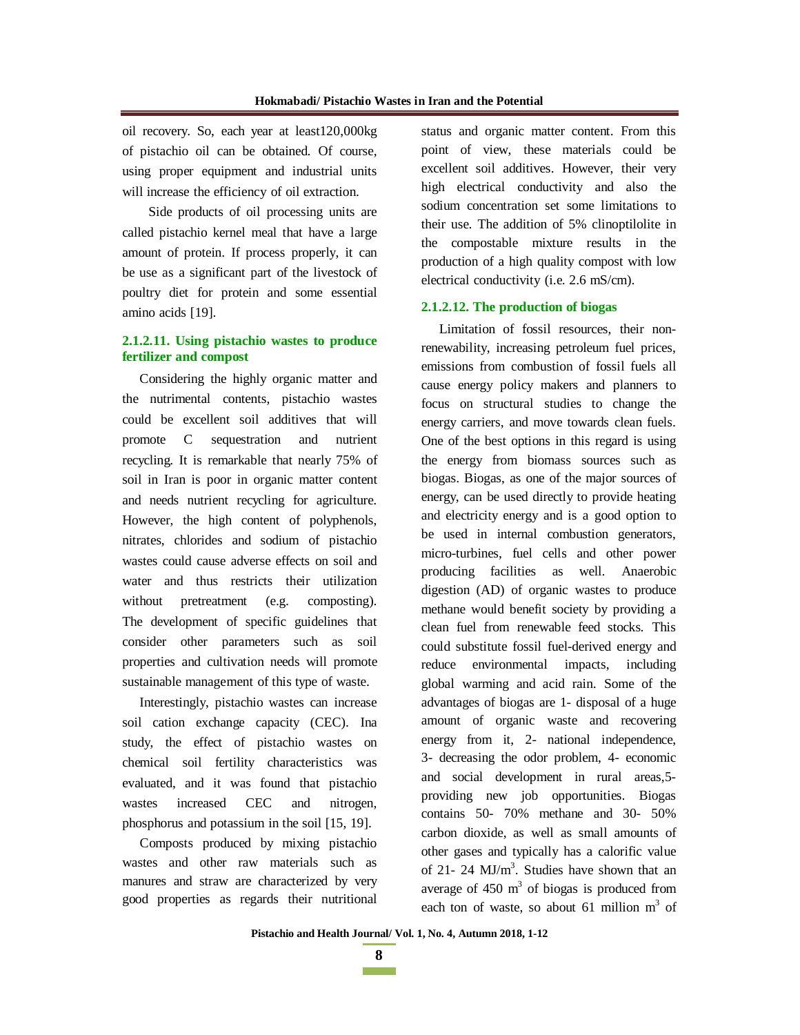oil recovery. So, each year at least120,000kg of pistachio oil can be obtained. Of course, using proper equipment and industrial units will increase the efficiency of oil extraction.

Side products of oil processing units are called pistachio kernel meal that have a large amount of protein. If process properly, it can be use as a significant part of the livestock of poultry diet for protein and some essential amino acids [19].

#### 2.1.2.11. Using pistachio wastes to produce fertilizer and compost

Considering the highly organic matter and the nutrimental contents, pistachio wastes could be excellent soil additives that will promote C sequestration and nutrient recycling. It is remarkable that nearly 75% of soil in Iran is poor in organic matter content and needs nutrient recycling for agriculture. However, the high content of polyphenols, nitrates, chlorides and sodium of pistachio wastes could cause adverse effects on soil and water and thus restricts their utilization without pretreatment (e.g. composting). The development of specific guidelines that consider other parameters such as soil properties and cultivation needs will promote sustainable management of this type of waste.

Interestingly, pistachio wastes can increase soil cation exchange capacity (CEC). Ina study, the effect of pistachio wastes on chemical soil fertility characteristics was evaluated, and it was found that pistachio wastes increased CEC and nitrogen, phosphorus and potassium in the soil [15, 19].

Composts produced by mixing pistachio wastes and other raw materials such as manures and straw are characterized by very good properties as regards their nutritional status and organic matter content. From this point of view, these materials could be excellent soil additives. However, their very high electrical conductivity and also the sodium concentration set some limitations to their use. The addition of 5% clinoptilolite in the compostable mixture results in the production of a high quality compost with low electrical conductivity (i.e. 2.6 mS/cm).

#### 2.1.2.12. The production of biogas

Limitation of fossil resources, their non-renewability, increasing petroleum fuel prices, emissions from combustion of fossil fuels all cause energy policy makers and planners to focus on structural studies to change the energy carriers, and move towards clean fuels. One of the best options in this regard is using the energy from biomass sources such as biogas. Biogas, as one of the major sources of energy, can be used directly to provide heating and electricity energy and is a good option to be used in internal combustion generators, micro-turbines, fuel cells and other power producing facilities as well. Anaerobic digestion (AD) of organic wastes to produce methane would benefit society by providing a clean fuel from renewable feed stocks. This could substitute fossil fuel-derived energy and reduce environmental impacts, including global warming and acid rain. Some of the advantages of biogas are 1- disposal of a huge amount of organic waste and recovering energy from it, 2- national independence, 3- decreasing the odor problem, 4- economic and social development in rural areas,5- providing new job opportunities. Biogas contains 50- 70% methane and 30- 50% carbon dioxide, as well as small amounts of other gases and typically has a calorific value of 21- 24 MJ/m$^3$. Studies have shown that an average of 450 m$^3$ of biogas is produced from each ton of waste, so about 61 million m$^3$ of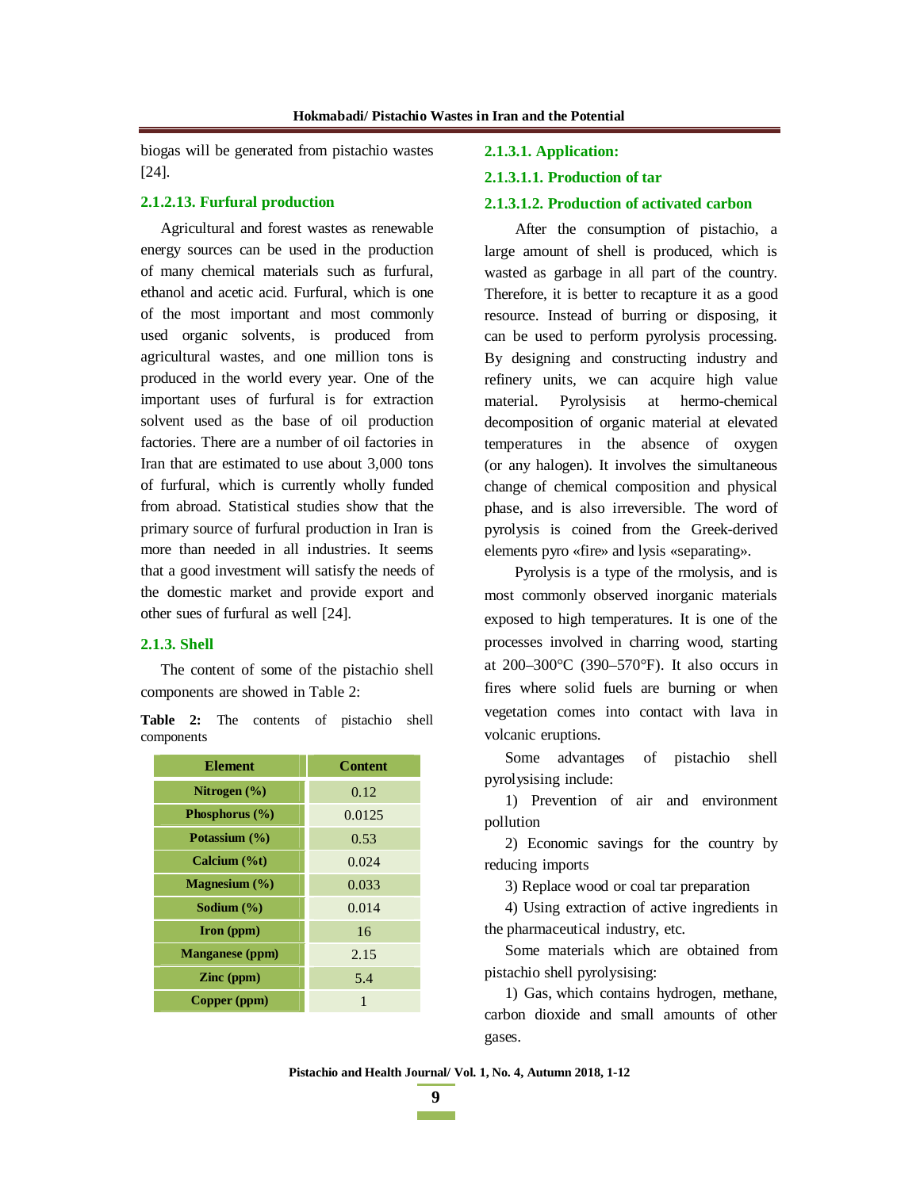biogas will be generated from pistachio wastes [24].

#### 2.1.2.13. Furfural production

Agricultural and forest wastes as renewable energy sources can be used in the production of many chemical materials such as furfural, ethanol and acetic acid. Furfural, which is one of the most important and most commonly used organic solvents, is produced from agricultural wastes, and one million tons is produced in the world every year. One of the important uses of furfural is for extraction solvent used as the base of oil production factories. There are a number of oil factories in Iran that are estimated to use about 3,000 tons of furfural, which is currently wholly funded from abroad. Statistical studies show that the primary source of furfural production in Iran is more than needed in all industries. It seems that a good investment will satisfy the needs of the domestic market and provide export and other sues of furfural as well [24].

### 2.1.3. Shell

The content of some of the pistachio shell components are showed in Table 2:

**Table 2:** The contents of pistachio shell components

| Element | Content |
|---|---|
| Nitrogen (%) | 0.12 |
| Phosphorus (%) | 0.0125 |
| Potassium (%) | 0.53 |
| Calcium (%t) | 0.024 |
| Magnesium (%) | 0.033 |
| Sodium (%) | 0.014 |
| Iron (ppm) | 16 |
| Manganese (ppm) | 2.15 |
| Zinc (ppm) | 5.4 |
| Copper (ppm) | 1 |

#### 2.1.3.1. Application:

##### 2.1.3.1.1. Production of tar

##### 2.1.3.1.2. Production of activated carbon

After the consumption of pistachio, a large amount of shell is produced, which is wasted as garbage in all part of the country. Therefore, it is better to recapture it as a good resource. Instead of burring or disposing, it can be used to perform pyrolysis processing. By designing and constructing industry and refinery units, we can acquire high value material. Pyrolysisis at hermo-chemical decomposition of organic material at elevated temperatures in the absence of oxygen (or any halogen). It involves the simultaneous change of chemical composition and physical phase, and is also irreversible. The word of pyrolysis is coined from the Greek-derived elements pyro «fire» and lysis «separating».

Pyrolysis is a type of the rmolysis, and is most commonly observed inorganic materials exposed to high temperatures. It is one of the processes involved in charring wood, starting at 200–300°C (390–570°F). It also occurs in fires where solid fuels are burning or when vegetation comes into contact with lava in volcanic eruptions.

Some advantages of pistachio shell pyrolysising include:

1) Prevention of air and environment pollution

2) Economic savings for the country by reducing imports

3) Replace wood or coal tar preparation

4) Using extraction of active ingredients in the pharmaceutical industry, etc.

Some materials which are obtained from pistachio shell pyrolysising:

1) Gas, which contains hydrogen, methane, carbon dioxide and small amounts of other gases.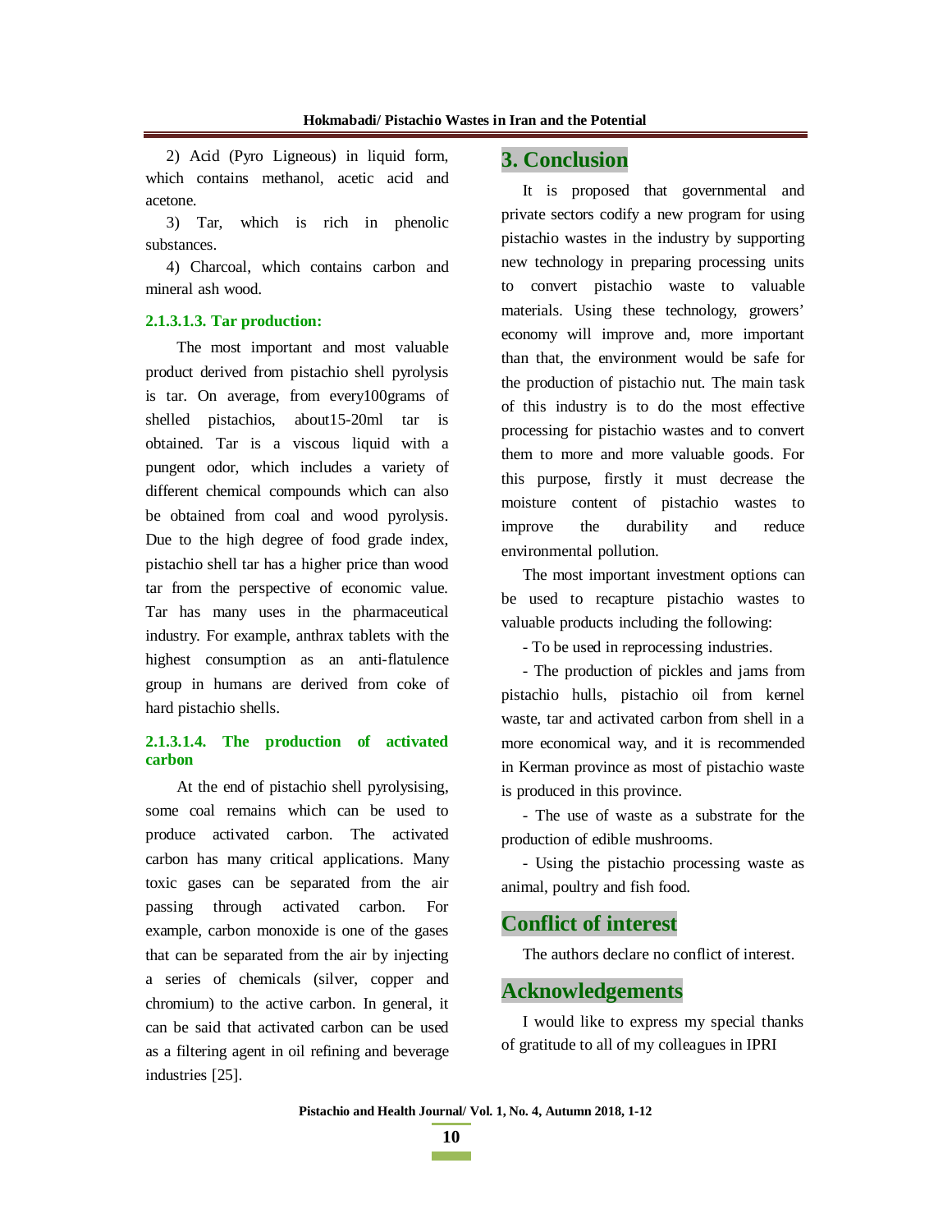2) Acid (Pyro Ligneous) in liquid form, which contains methanol, acetic acid and acetone.

3) Tar, which is rich in phenolic substances.

4) Charcoal, which contains carbon and mineral ash wood.

#### 2.1.3.1.3. Tar production:

The most important and most valuable product derived from pistachio shell pyrolysis is tar. On average, from every100grams of shelled pistachios, about15-20ml tar is obtained. Tar is a viscous liquid with a pungent odor, which includes a variety of different chemical compounds which can also be obtained from coal and wood pyrolysis. Due to the high degree of food grade index, pistachio shell tar has a higher price than wood tar from the perspective of economic value. Tar has many uses in the pharmaceutical industry. For example, anthrax tablets with the highest consumption as an anti-flatulence group in humans are derived from coke of hard pistachio shells.

#### 2.1.3.1.4. The production of activated carbon

At the end of pistachio shell pyrolysising, some coal remains which can be used to produce activated carbon. The activated carbon has many critical applications. Many toxic gases can be separated from the air passing through activated carbon. For example, carbon monoxide is one of the gases that can be separated from the air by injecting a series of chemicals (silver, copper and chromium) to the active carbon. In general, it can be said that activated carbon can be used as a filtering agent in oil refining and beverage industries [25].

## 3. Conclusion

It is proposed that governmental and private sectors codify a new program for using pistachio wastes in the industry by supporting new technology in preparing processing units to convert pistachio waste to valuable materials. Using these technology, growers' economy will improve and, more important than that, the environment would be safe for the production of pistachio nut. The main task of this industry is to do the most effective processing for pistachio wastes and to convert them to more and more valuable goods. For this purpose, firstly it must decrease the moisture content of pistachio wastes to improve the durability and reduce environmental pollution.

The most important investment options can be used to recapture pistachio wastes to valuable products including the following:

- To be used in reprocessing industries.
- The production of pickles and jams from pistachio hulls, pistachio oil from kernel waste, tar and activated carbon from shell in a more economical way, and it is recommended in Kerman province as most of pistachio waste is produced in this province.
- The use of waste as a substrate for the production of edible mushrooms.
- Using the pistachio processing waste as animal, poultry and fish food.

## Conflict of interest

The authors declare no conflict of interest.

## Acknowledgements

I would like to express my special thanks of gratitude to all of my colleagues in IPRI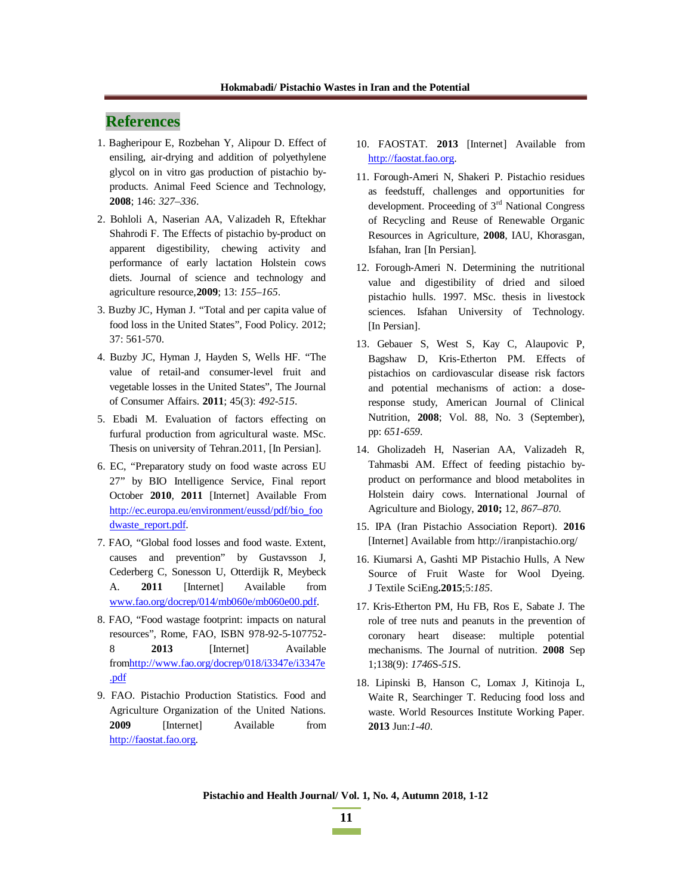## References

1. Bagheripour E, Rozbehan Y, Alipour D. Effect of ensiling, air-drying and addition of polyethylene glycol on in vitro gas production of pistachio by-products. Animal Feed Science and Technology, **2008**; 146: *327–336*.
2. Bohloli A, Naserian AA, Valizadeh R, Eftekhar Shahrodi F. The Effects of pistachio by-product on apparent digestibility, chewing activity and performance of early lactation Holstein cows diets. Journal of science and technology and agriculture resource,**2009**; 13: *155–165*.
3. Buzby JC, Hyman J. "Total and per capita value of food loss in the United States", Food Policy. 2012; 37: 561-570.
4. Buzby JC, Hyman J, Hayden S, Wells HF. "The value of retail-and consumer-level fruit and vegetable losses in the United States", The Journal of Consumer Affairs. **2011**; 45(3): *492-515*.
5. Ebadi M. Evaluation of factors effecting on furfural production from agricultural waste. MSc. Thesis on university of Tehran.2011, [In Persian].
6. EC, "Preparatory study on food waste across EU 27" by BIO Intelligence Service, Final report October **2010**, **2011** [Internet] Available From http://ec.europa.eu/environment/eussd/pdf/bio_foodwaste_report.pdf.
7. FAO, "Global food losses and food waste. Extent, causes and prevention" by Gustavsson J, Cederberg C, Sonesson U, Otterdijk R, Meybeck A. **2011** [Internet] Available from www.fao.org/docrep/014/mb060e/mb060e00.pdf.
8. FAO, "Food wastage footprint: impacts on natural resources", Rome, FAO, ISBN 978-92-5-107752-8 **2013** [Internet] Available fromhttp://www.fao.org/docrep/018/i3347e/i3347e.pdf
9. FAO. Pistachio Production Statistics. Food and Agriculture Organization of the United Nations. **2009** [Internet] Available from http://faostat.fao.org.
10. FAOSTAT. **2013** [Internet] Available from http://faostat.fao.org.
11. Forough-Ameri N, Shakeri P. Pistachio residues as feedstuff, challenges and opportunities for development. Proceeding of 3rd National Congress of Recycling and Reuse of Renewable Organic Resources in Agriculture, **2008**, IAU, Khorasgan, Isfahan, Iran [In Persian].
12. Forough-Ameri N. Determining the nutritional value and digestibility of dried and siloed pistachio hulls. 1997. MSc. thesis in livestock sciences. Isfahan University of Technology. [In Persian].
13. Gebauer S, West S, Kay C, Alaupovic P, Bagshaw D, Kris-Etherton PM. Effects of pistachios on cardiovascular disease risk factors and potential mechanisms of action: a dose-response study, American Journal of Clinical Nutrition, **2008**; Vol. 88, No. 3 (September), pp: *651-659*.
14. Gholizadeh H, Naserian AA, Valizadeh R, Tahmasbi AM. Effect of feeding pistachio by-product on performance and blood metabolites in Holstein dairy cows. International Journal of Agriculture and Biology, **2010;** 12, *867–870*.
15. IPA (Iran Pistachio Association Report). **2016** [Internet] Available from http://iranpistachio.org/
16. Kiumarsi A, Gashti MP Pistachio Hulls, A New Source of Fruit Waste for Wool Dyeing. J Textile SciEng**.2015**;5:*185*.
17. Kris-Etherton PM, Hu FB, Ros E, Sabate J. The role of tree nuts and peanuts in the prevention of coronary heart disease: multiple potential mechanisms. The Journal of nutrition. **2008** Sep 1;138(9): *1746*S-*51*S.
18. Lipinski B, Hanson C, Lomax J, Kitinoja L, Waite R, Searchinger T. Reducing food loss and waste. World Resources Institute Working Paper. **2013** Jun:*1-40*.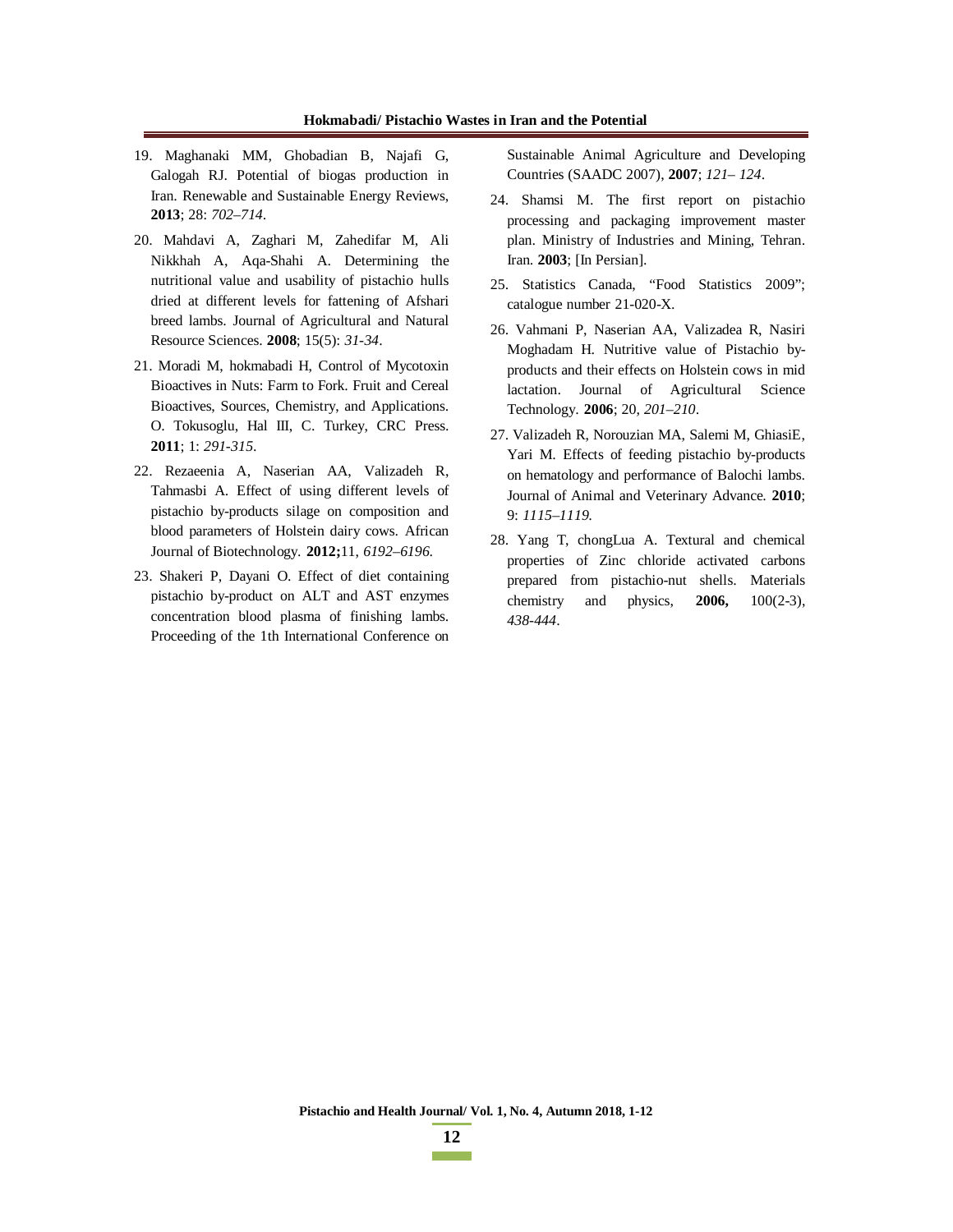19. Maghanaki MM, Ghobadian B, Najafi G, Galogah RJ. Potential of biogas production in Iran. Renewable and Sustainable Energy Reviews, **2013**; 28: *702–714*.

20. Mahdavi A, Zaghari M, Zahedifar M, Ali Nikkhah A, Aqa-Shahi A. Determining the nutritional value and usability of pistachio hulls dried at different levels for fattening of Afshari breed lambs. Journal of Agricultural and Natural Resource Sciences. **2008**; 15(5): *31-34*.

21. Moradi M, hokmabadi H, Control of Mycotoxin Bioactives in Nuts: Farm to Fork. Fruit and Cereal Bioactives, Sources, Chemistry, and Applications. O. Tokusoglu, Hal III, C. Turkey, CRC Press. **2011**; 1: *291-315*.

22. Rezaeenia A, Naserian AA, Valizadeh R, Tahmasbi A. Effect of using different levels of pistachio by-products silage on composition and blood parameters of Holstein dairy cows. African Journal of Biotechnology. **2012;**11, *6192–6196*.

23. Shakeri P, Dayani O. Effect of diet containing pistachio by-product on ALT and AST enzymes concentration blood plasma of finishing lambs. Proceeding of the 1th International Conference on Sustainable Animal Agriculture and Developing Countries (SAADC 2007), **2007**; *121– 124*.

24. Shamsi M. The first report on pistachio processing and packaging improvement master plan. Ministry of Industries and Mining, Tehran. Iran. **2003**; [In Persian].

25. Statistics Canada, "Food Statistics 2009"; catalogue number 21-020-X.

26. Vahmani P, Naserian AA, Valizadea R, Nasiri Moghadam H. Nutritive value of Pistachio by-products and their effects on Holstein cows in mid lactation. Journal of Agricultural Science Technology. **2006**; 20, *201–210*.

27. Valizadeh R, Norouzian MA, Salemi M, GhiasiE, Yari M. Effects of feeding pistachio by-products on hematology and performance of Balochi lambs. Journal of Animal and Veterinary Advance. **2010**; 9: *1115–1119.*

28. Yang T, chongLua A. Textural and chemical properties of Zinc chloride activated carbons prepared from pistachio-nut shells. Materials chemistry and physics, **2006,** 100(2-3), *438-444*.